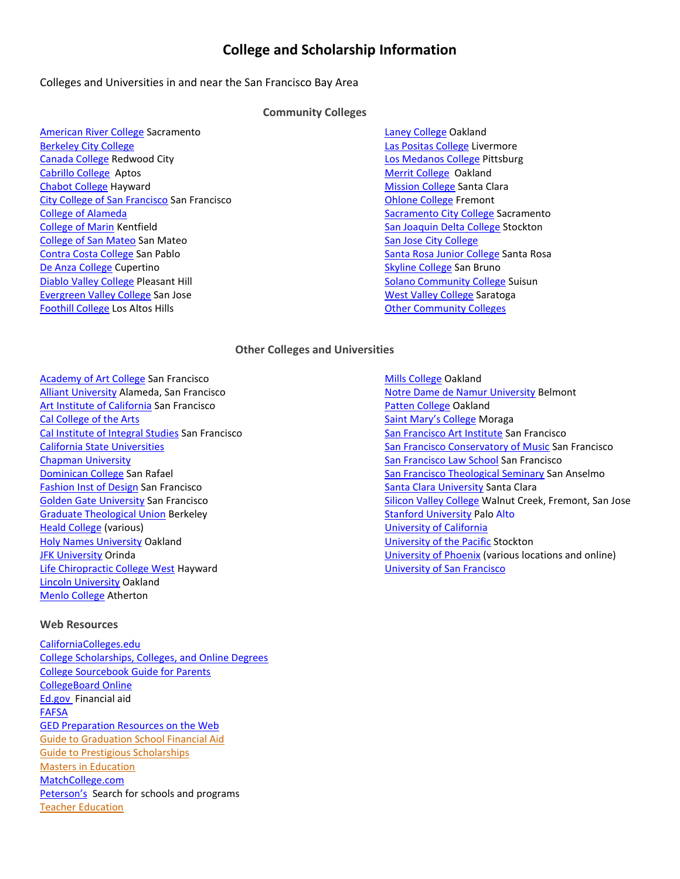# College and Scholarship Information

Colleges and Universities in and near the San Francisco Bay Area

### Community Colleges

American River College Sacramento
Berkeley City College
Canada College Redwood City
Cabrillo College Aptos
Chabot College Hayward
City College of San Francisco San Francisco
College of Alameda
College of Marin Kentfield
College of San Mateo San Mateo
Contra Costa College San Pablo
De Anza College Cupertino
Diablo Valley College Pleasant Hill
Evergreen Valley College San Jose
Foothill College Los Altos Hills
Laney College Oakland
Las Positas College Livermore
Los Medanos College Pittsburg
Merrit College Oakland
Mission College Santa Clara
Ohlone College Fremont
Sacramento City College Sacramento
San Joaquin Delta College Stockton
San Jose City College
Santa Rosa Junior College Santa Rosa
Skyline College San Bruno
Solano Community College Suisun
West Valley College Saratoga
Other Community Colleges

### Other Colleges and Universities

Academy of Art College San Francisco
Alliant University Alameda, San Francisco
Art Institute of California San Francisco
Cal College of the Arts
Cal Institute of Integral Studies San Francisco
California State Universities
Chapman University
Dominican College San Rafael
Fashion Inst of Design San Francisco
Golden Gate University San Francisco
Graduate Theological Union Berkeley
Heald College (various)
Holy Names University Oakland
JFK University Orinda
Life Chiropractic College West Hayward
Lincoln University Oakland
Menlo College Atherton
Mills College Oakland
Notre Dame de Namur University Belmont
Patten College Oakland
Saint Mary's College Moraga
San Francisco Art Institute San Francisco
San Francisco Conservatory of Music San Francisco
San Francisco Law School San Francisco
San Francisco Theological Seminary San Anselmo
Santa Clara University Santa Clara
Silicon Valley College Walnut Creek, Fremont, San Jose
Stanford University Palo Alto
University of California
University of the Pacific Stockton
University of Phoenix (various locations and online)
University of San Francisco

### Web Resources

CaliforniaColleges.edu
College Scholarships, Colleges, and Online Degrees
College Sourcebook Guide for Parents
CollegeBoard Online
Ed.gov Financial aid
FAFSA
GED Preparation Resources on the Web
Guide to Graduation School Financial Aid
Guide to Prestigious Scholarships
Masters in Education
MatchCollege.com
Peterson's Search for schools and programs
Teacher Education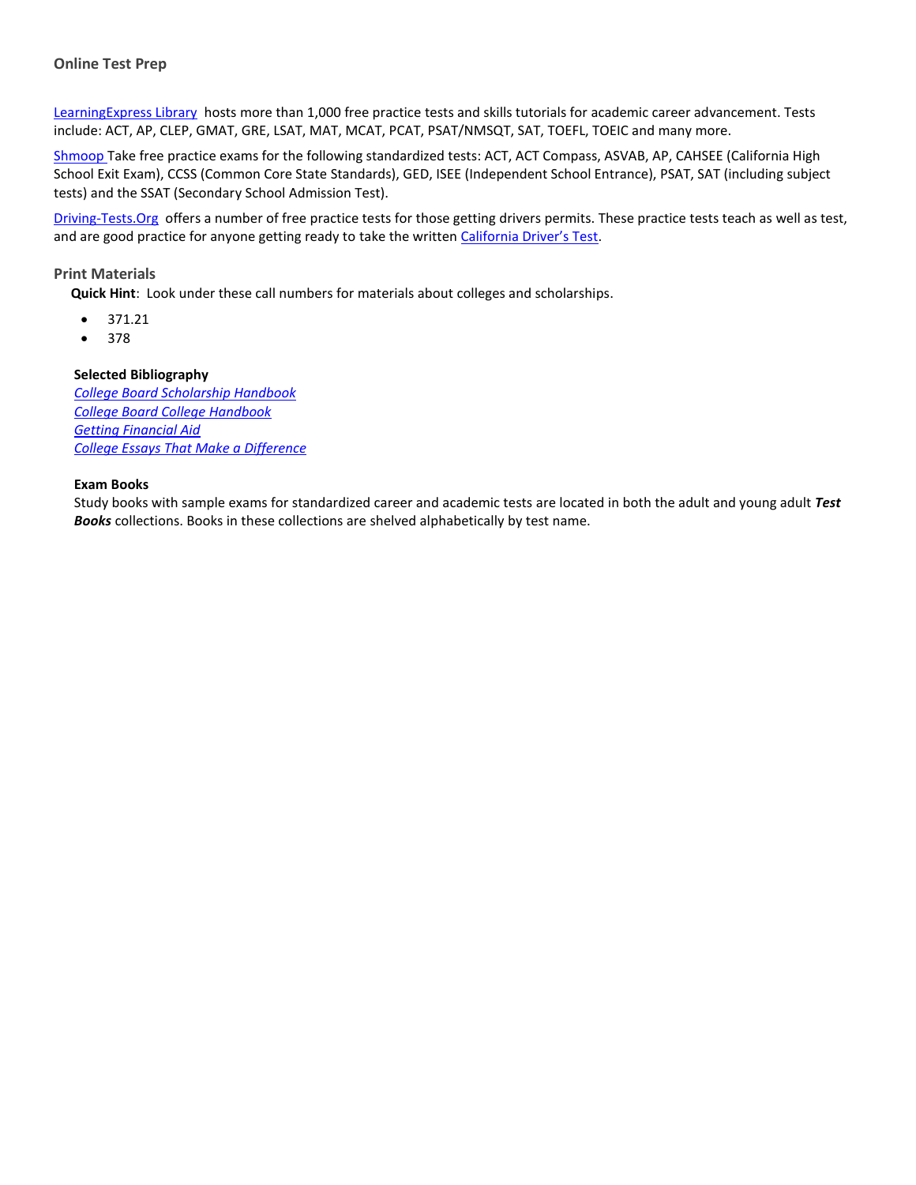## Online Test Prep

LearningExpress Library hosts more than 1,000 free practice tests and skills tutorials for academic career advancement. Tests include: ACT, AP, CLEP, GMAT, GRE, LSAT, MAT, MCAT, PCAT, PSAT/NMSQT, SAT, TOEFL, TOEIC and many more.

Shmoop Take free practice exams for the following standardized tests: ACT, ACT Compass, ASVAB, AP, CAHSEE (California High School Exit Exam), CCSS (Common Core State Standards), GED, ISEE (Independent School Entrance), PSAT, SAT (including subject tests) and the SSAT (Secondary School Admission Test).

Driving-Tests.Org offers a number of free practice tests for those getting drivers permits. These practice tests teach as well as test, and are good practice for anyone getting ready to take the written California Driver's Test.

## Print Materials

**Quick Hint**: Look under these call numbers for materials about colleges and scholarships.

- 371.21
- 378

**Selected Bibliography**

*College Board Scholarship Handbook*
*College Board College Handbook*
*Getting Financial Aid*
*College Essays That Make a Difference*

**Exam Books**

Study books with sample exams for standardized career and academic tests are located in both the adult and young adult ***Test Books*** collections. Books in these collections are shelved alphabetically by test name.